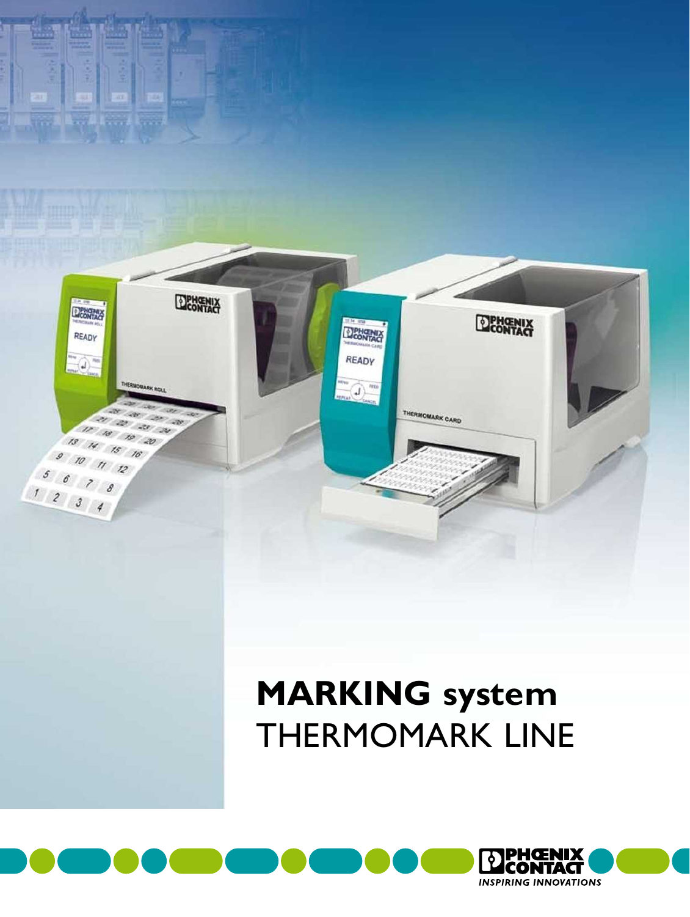# **MARKING system**
# THERMOMARK LINE

INSPIRING INNOVATIONS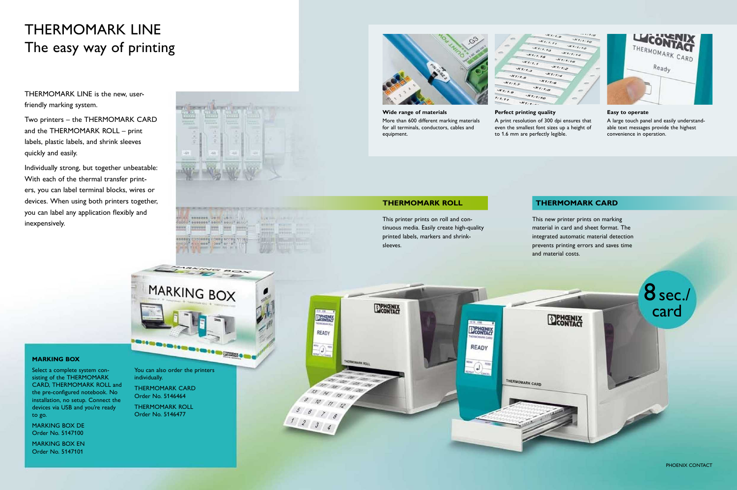# THERMOMARK LINE
## The easy way of printing

THERMOMARK LINE is the new, user-friendly marking system.

Two printers – the THERMOMARK CARD and the THERMOMARK ROLL – print labels, plastic labels, and shrink sleeves quickly and easily.

Individually strong, but together unbeatable: With each of the thermal transfer printers, you can label terminal blocks, wires or devices. When using both printers together, you can label any application flexibly and inexpensively.

**Wide range of materials**
More than 600 different marking materials for all terminals, conductors, cables and equipment.

**Perfect printing quality**
A print resolution of 300 dpi ensures that even the smallest font sizes up a height of to 1.6 mm are perfectly legible.

**Easy to operate**
A large touch panel and easily understandable text messages provide the highest convenience in operation.

### THERMOMARK ROLL

This printer prints on roll and continuous media. Easily create high-quality printed labels, markers and shrink-sleeves.

### THERMOMARK CARD

This new printer prints on marking material in card and sheet format. The integrated automatic material detection prevents printing errors and saves time and material costs.

8 sec./ card

### MARKING BOX

Select a complete system consisting of the THERMOMARK CARD, THERMOMARK ROLL and the pre-configured notebook. No installation, no setup. Connect the devices via USB and you're ready to go.

MARKING BOX DE
Order No. 5147100

MARKING BOX EN
Order No. 5147101

You can also order the printers individually.

THERMOMARK CARD
Order No. 5146464

THERMOMARK ROLL
Order No. 5146477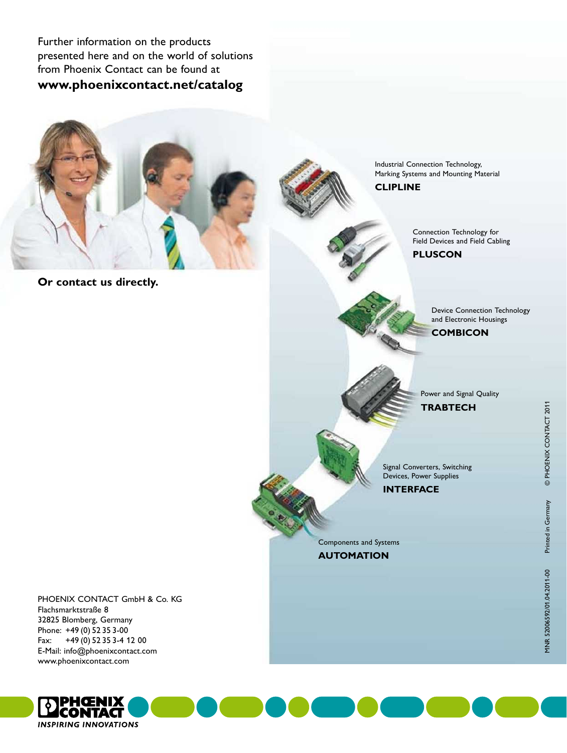Further information on the products presented here and on the world of solutions from Phoenix Contact can be found at

**www.phoenixcontact.net/catalog**

**Or contact us directly.**

Industrial Connection Technology, Marking Systems and Mounting Material

**CLIPLINE**

Connection Technology for Field Devices and Field Cabling

**PLUSCON**

Device Connection Technology and Electronic Housings

**COMBICON**

Power and Signal Quality

**TRABTECH**

Signal Converters, Switching Devices, Power Supplies

**INTERFACE**

Components and Systems

**AUTOMATION**

PHOENIX CONTACT GmbH & Co. KG
Flachsmarktstraße 8
32825 Blomberg, Germany
Phone: +49 (0) 52 35 3-00
Fax: +49 (0) 52 35 3-4 12 00
E-Mail: info@phoenixcontact.com
www.phoenixcontact.com

MNR 52006592/01.04.2011-00   Printed in Germany   © PHOENIX CONTACT 2011

PHOENIX CONTACT
INSPIRING INNOVATIONS